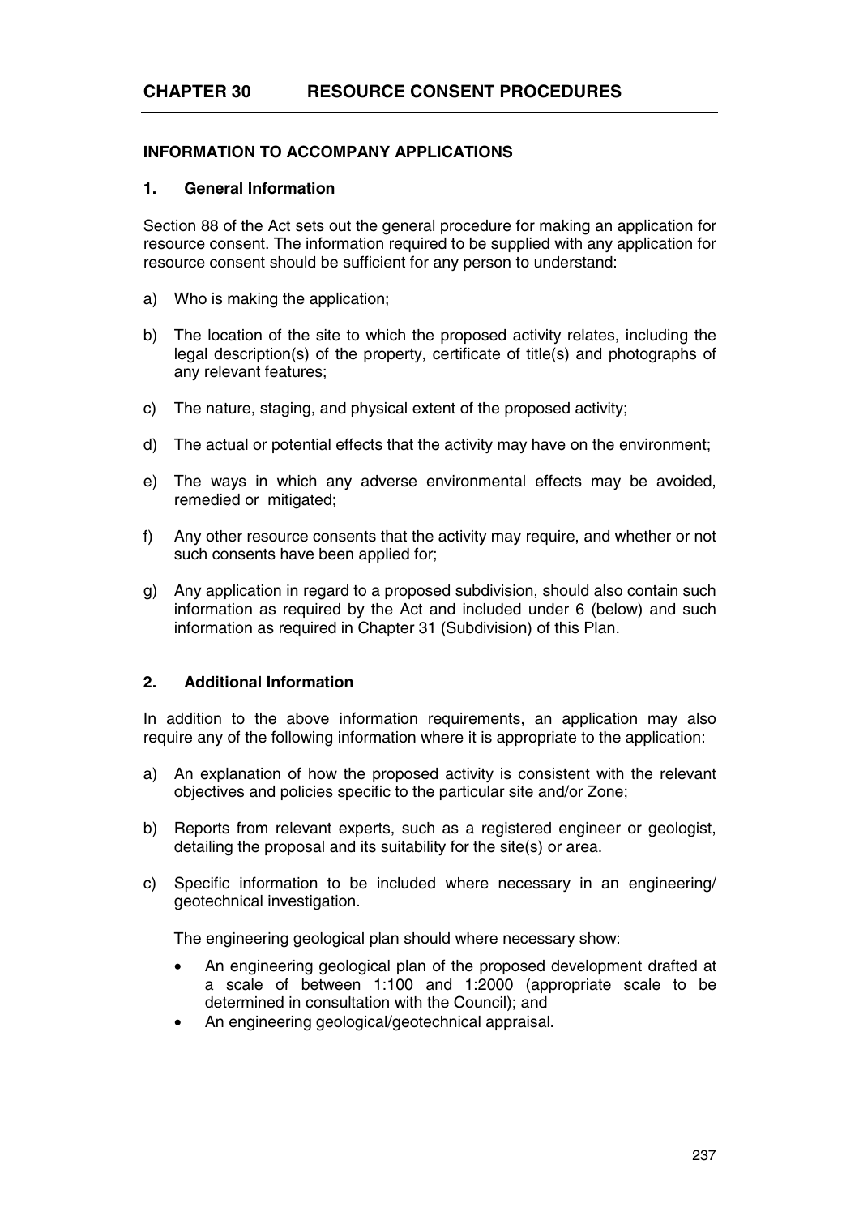# CHAPTER 30 RESOURCE CONSENT PROCEDURES

## INFORMATION TO ACCOMPANY APPLICATIONS

### 1. General Information

Section 88 of the Act sets out the general procedure for making an application for resource consent. The information required to be supplied with any application for resource consent should be sufficient for any person to understand:

a) Who is making the application;

b) The location of the site to which the proposed activity relates, including the legal description(s) of the property, certificate of title(s) and photographs of any relevant features;

c) The nature, staging, and physical extent of the proposed activity;

d) The actual or potential effects that the activity may have on the environment;

e) The ways in which any adverse environmental effects may be avoided, remedied or mitigated;

f) Any other resource consents that the activity may require, and whether or not such consents have been applied for;

g) Any application in regard to a proposed subdivision, should also contain such information as required by the Act and included under 6 (below) and such information as required in Chapter 31 (Subdivision) of this Plan.

### 2. Additional Information

In addition to the above information requirements, an application may also require any of the following information where it is appropriate to the application:

a) An explanation of how the proposed activity is consistent with the relevant objectives and policies specific to the particular site and/or Zone;

b) Reports from relevant experts, such as a registered engineer or geologist, detailing the proposal and its suitability for the site(s) or area.

c) Specific information to be included where necessary in an engineering/ geotechnical investigation.

   The engineering geological plan should where necessary show:

   - An engineering geological plan of the proposed development drafted at a scale of between 1:100 and 1:2000 (appropriate scale to be determined in consultation with the Council); and
   - An engineering geological/geotechnical appraisal.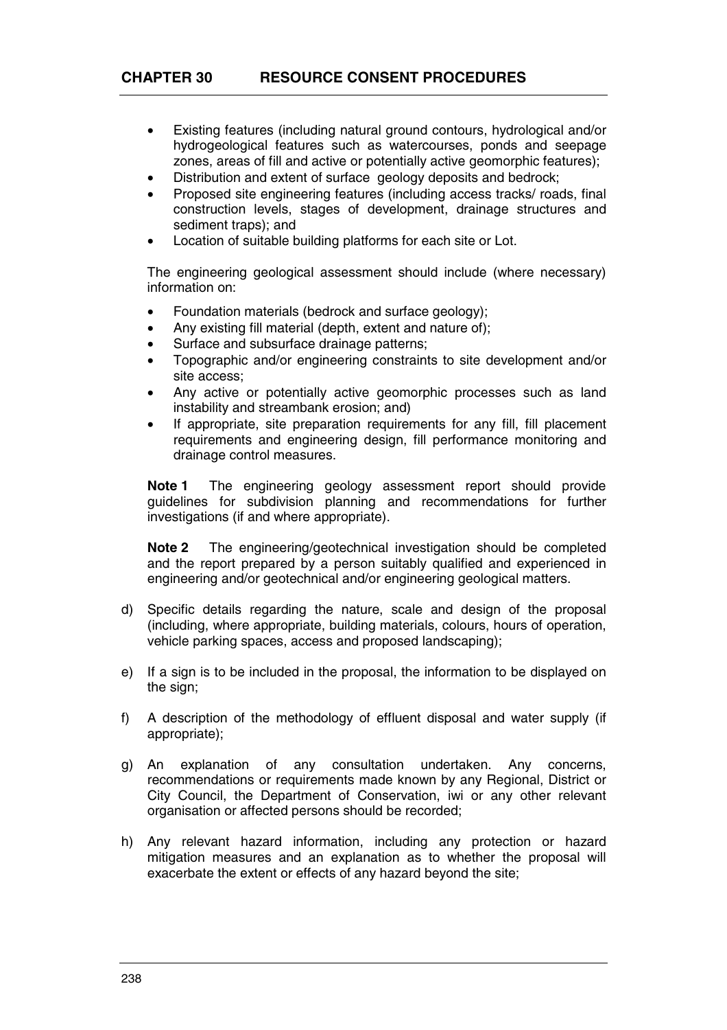- Existing features (including natural ground contours, hydrological and/or hydrogeological features such as watercourses, ponds and seepage zones, areas of fill and active or potentially active geomorphic features);
- Distribution and extent of surface geology deposits and bedrock;
- Proposed site engineering features (including access tracks/ roads, final construction levels, stages of development, drainage structures and sediment traps); and
- Location of suitable building platforms for each site or Lot.

The engineering geological assessment should include (where necessary) information on:

- Foundation materials (bedrock and surface geology);
- Any existing fill material (depth, extent and nature of);
- Surface and subsurface drainage patterns;
- Topographic and/or engineering constraints to site development and/or site access;
- Any active or potentially active geomorphic processes such as land instability and streambank erosion; and)
- If appropriate, site preparation requirements for any fill, fill placement requirements and engineering design, fill performance monitoring and drainage control measures.

**Note 1** The engineering geology assessment report should provide guidelines for subdivision planning and recommendations for further investigations (if and where appropriate).

**Note 2** The engineering/geotechnical investigation should be completed and the report prepared by a person suitably qualified and experienced in engineering and/or geotechnical and/or engineering geological matters.

d) Specific details regarding the nature, scale and design of the proposal (including, where appropriate, building materials, colours, hours of operation, vehicle parking spaces, access and proposed landscaping);

e) If a sign is to be included in the proposal, the information to be displayed on the sign;

f) A description of the methodology of effluent disposal and water supply (if appropriate);

g) An explanation of any consultation undertaken. Any concerns, recommendations or requirements made known by any Regional, District or City Council, the Department of Conservation, iwi or any other relevant organisation or affected persons should be recorded;

h) Any relevant hazard information, including any protection or hazard mitigation measures and an explanation as to whether the proposal will exacerbate the extent or effects of any hazard beyond the site;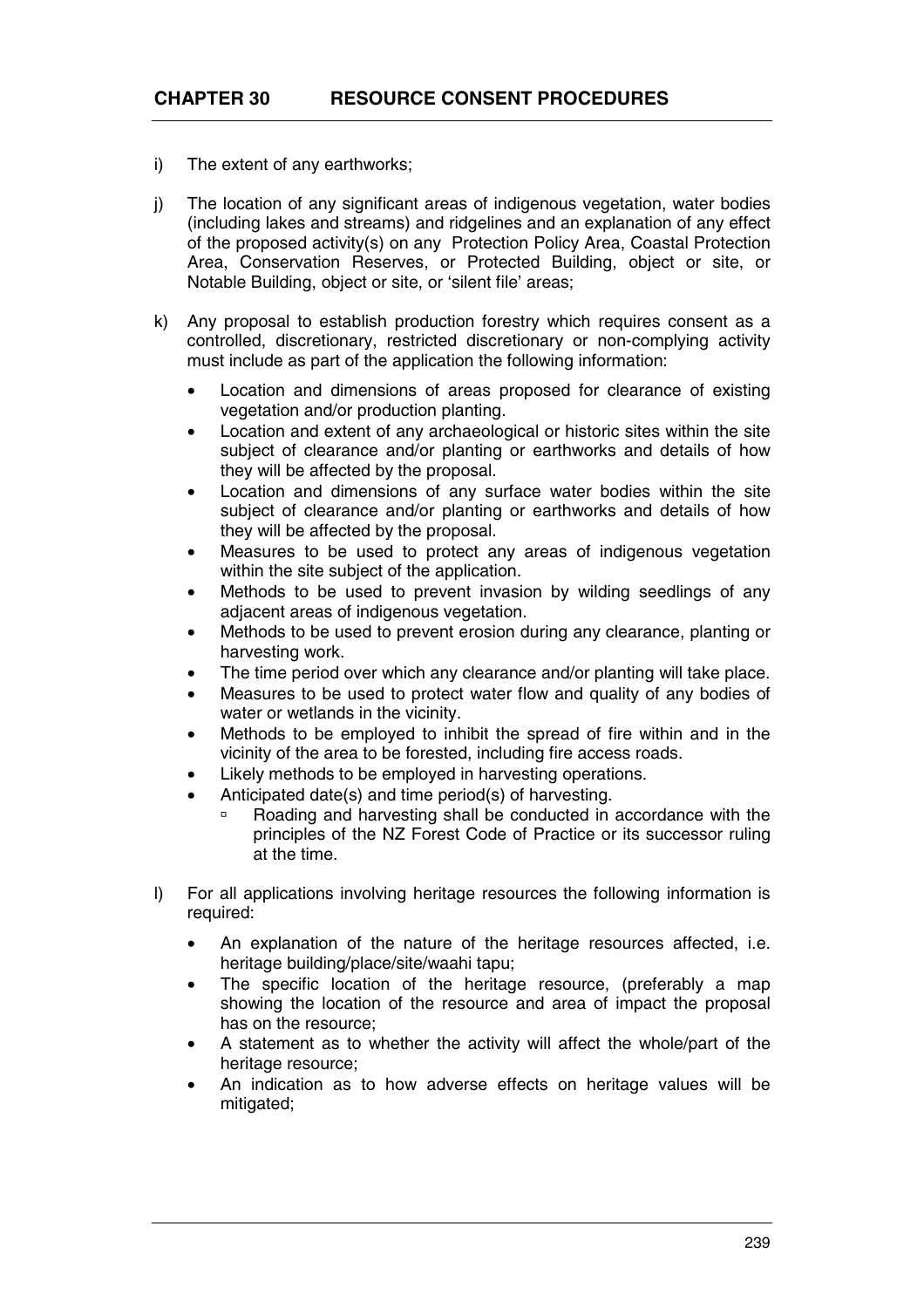- i) The extent of any earthworks;

- j) The location of any significant areas of indigenous vegetation, water bodies (including lakes and streams) and ridgelines and an explanation of any effect of the proposed activity(s) on any Protection Policy Area, Coastal Protection Area, Conservation Reserves, or Protected Building, object or site, or Notable Building, object or site, or 'silent file' areas;

- k) Any proposal to establish production forestry which requires consent as a controlled, discretionary, restricted discretionary or non-complying activity must include as part of the application the following information:

  - Location and dimensions of areas proposed for clearance of existing vegetation and/or production planting.
  - Location and extent of any archaeological or historic sites within the site subject of clearance and/or planting or earthworks and details of how they will be affected by the proposal.
  - Location and dimensions of any surface water bodies within the site subject of clearance and/or planting or earthworks and details of how they will be affected by the proposal.
  - Measures to be used to protect any areas of indigenous vegetation within the site subject of the application.
  - Methods to be used to prevent invasion by wilding seedlings of any adjacent areas of indigenous vegetation.
  - Methods to be used to prevent erosion during any clearance, planting or harvesting work.
  - The time period over which any clearance and/or planting will take place.
  - Measures to be used to protect water flow and quality of any bodies of water or wetlands in the vicinity.
  - Methods to be employed to inhibit the spread of fire within and in the vicinity of the area to be forested, including fire access roads.
  - Likely methods to be employed in harvesting operations.
  - Anticipated date(s) and time period(s) of harvesting.
    - Roading and harvesting shall be conducted in accordance with the principles of the NZ Forest Code of Practice or its successor ruling at the time.

- l) For all applications involving heritage resources the following information is required:

  - An explanation of the nature of the heritage resources affected, i.e. heritage building/place/site/waahi tapu;
  - The specific location of the heritage resource, (preferably a map showing the location of the resource and area of impact the proposal has on the resource;
  - A statement as to whether the activity will affect the whole/part of the heritage resource;
  - An indication as to how adverse effects on heritage values will be mitigated;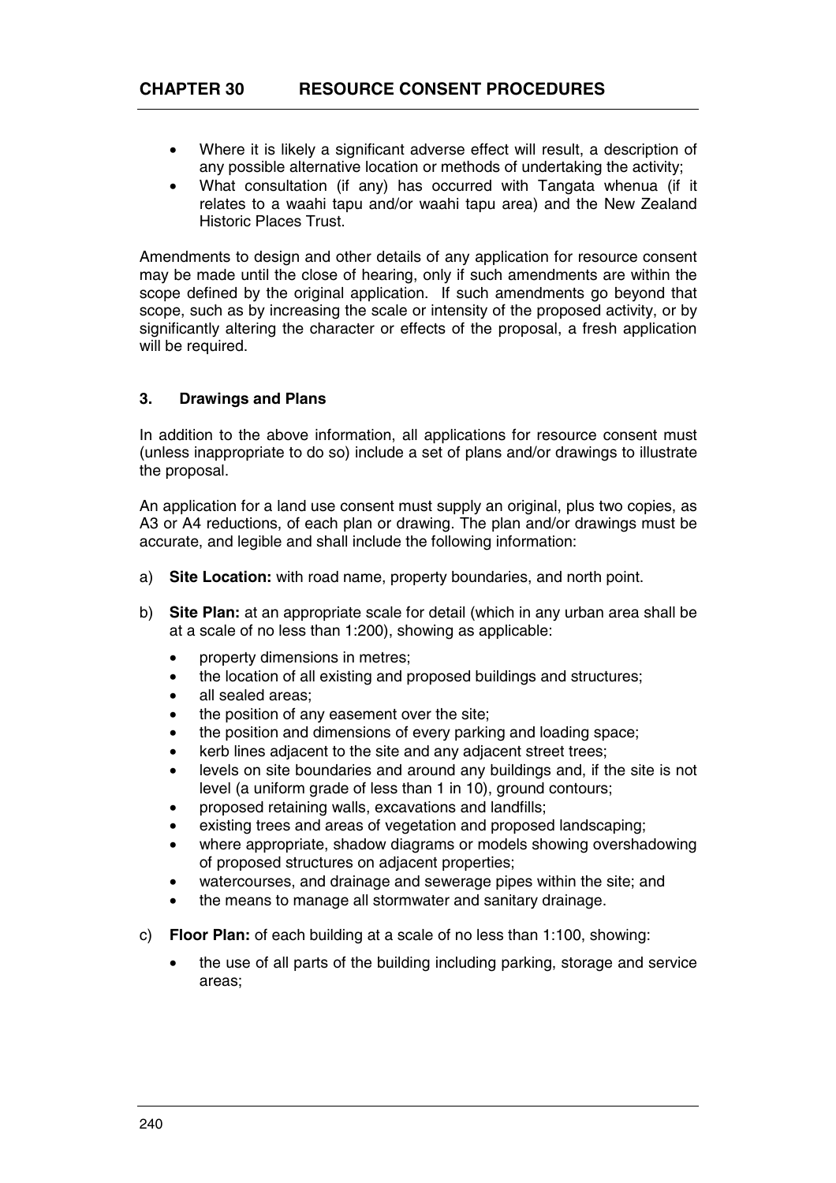- Where it is likely a significant adverse effect will result, a description of any possible alternative location or methods of undertaking the activity;
- What consultation (if any) has occurred with Tangata whenua (if it relates to a waahi tapu and/or waahi tapu area) and the New Zealand Historic Places Trust.

Amendments to design and other details of any application for resource consent may be made until the close of hearing, only if such amendments are within the scope defined by the original application. If such amendments go beyond that scope, such as by increasing the scale or intensity of the proposed activity, or by significantly altering the character or effects of the proposal, a fresh application will be required.

### 3. Drawings and Plans

In addition to the above information, all applications for resource consent must (unless inappropriate to do so) include a set of plans and/or drawings to illustrate the proposal.

An application for a land use consent must supply an original, plus two copies, as A3 or A4 reductions, of each plan or drawing. The plan and/or drawings must be accurate, and legible and shall include the following information:

a) **Site Location:** with road name, property boundaries, and north point.

b) **Site Plan:** at an appropriate scale for detail (which in any urban area shall be at a scale of no less than 1:200), showing as applicable:
   - property dimensions in metres;
   - the location of all existing and proposed buildings and structures;
   - all sealed areas;
   - the position of any easement over the site;
   - the position and dimensions of every parking and loading space;
   - kerb lines adjacent to the site and any adjacent street trees;
   - levels on site boundaries and around any buildings and, if the site is not level (a uniform grade of less than 1 in 10), ground contours;
   - proposed retaining walls, excavations and landfills;
   - existing trees and areas of vegetation and proposed landscaping;
   - where appropriate, shadow diagrams or models showing overshadowing of proposed structures on adjacent properties;
   - watercourses, and drainage and sewerage pipes within the site; and
   - the means to manage all stormwater and sanitary drainage.

c) **Floor Plan:** of each building at a scale of no less than 1:100, showing:
   - the use of all parts of the building including parking, storage and service areas;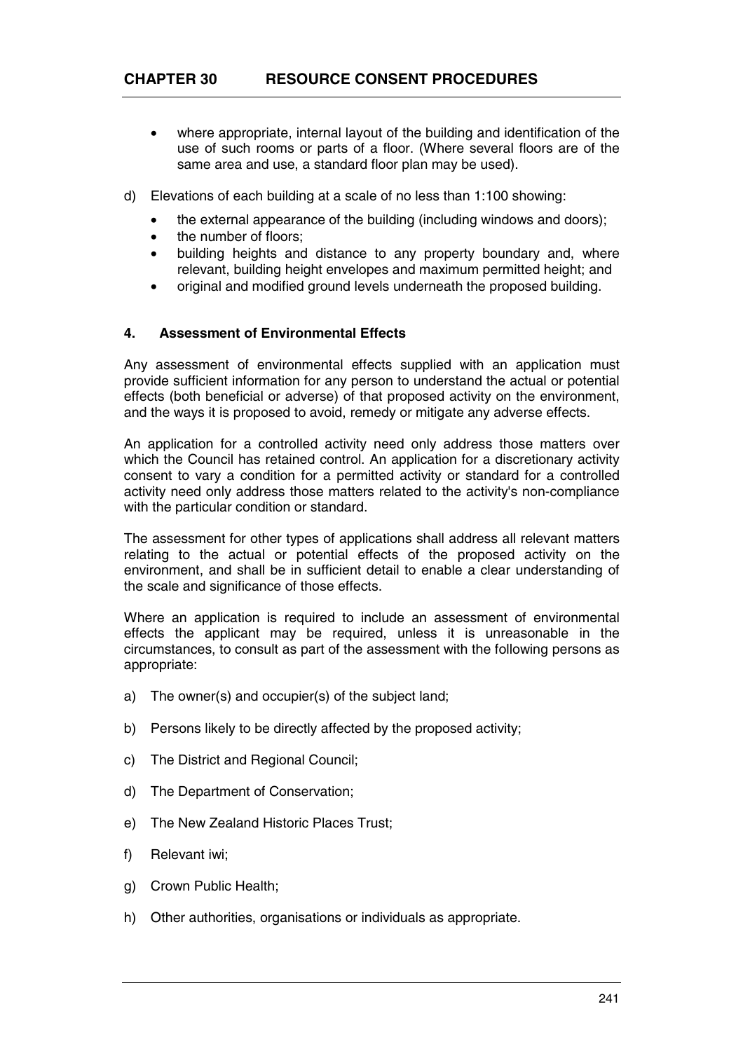- where appropriate, internal layout of the building and identification of the use of such rooms or parts of a floor. (Where several floors are of the same area and use, a standard floor plan may be used).

d) Elevations of each building at a scale of no less than 1:100 showing:

- the external appearance of the building (including windows and doors);
- the number of floors;
- building heights and distance to any property boundary and, where relevant, building height envelopes and maximum permitted height; and
- original and modified ground levels underneath the proposed building.

### 4. Assessment of Environmental Effects

Any assessment of environmental effects supplied with an application must provide sufficient information for any person to understand the actual or potential effects (both beneficial or adverse) of that proposed activity on the environment, and the ways it is proposed to avoid, remedy or mitigate any adverse effects.

An application for a controlled activity need only address those matters over which the Council has retained control. An application for a discretionary activity consent to vary a condition for a permitted activity or standard for a controlled activity need only address those matters related to the activity's non-compliance with the particular condition or standard.

The assessment for other types of applications shall address all relevant matters relating to the actual or potential effects of the proposed activity on the environment, and shall be in sufficient detail to enable a clear understanding of the scale and significance of those effects.

Where an application is required to include an assessment of environmental effects the applicant may be required, unless it is unreasonable in the circumstances, to consult as part of the assessment with the following persons as appropriate:

a) The owner(s) and occupier(s) of the subject land;

b) Persons likely to be directly affected by the proposed activity;

c) The District and Regional Council;

d) The Department of Conservation;

e) The New Zealand Historic Places Trust;

f) Relevant iwi;

g) Crown Public Health;

h) Other authorities, organisations or individuals as appropriate.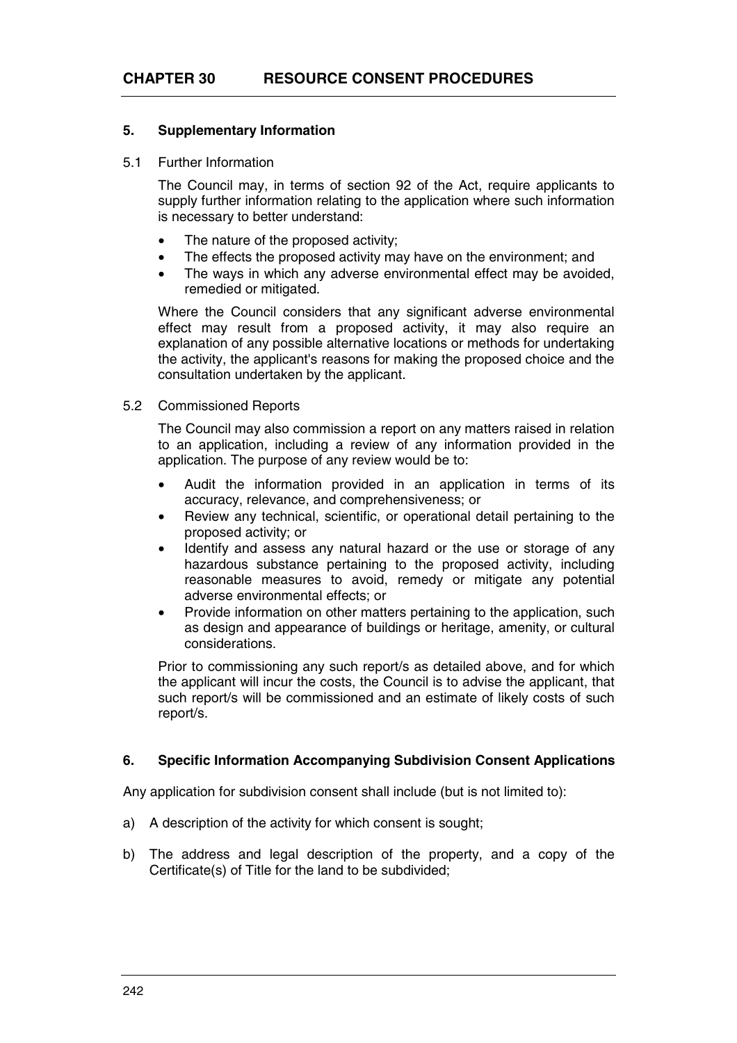# CHAPTER 30 RESOURCE CONSENT PROCEDURES

## 5. Supplementary Information

### 5.1 Further Information

The Council may, in terms of section 92 of the Act, require applicants to supply further information relating to the application where such information is necessary to better understand:

- The nature of the proposed activity;
- The effects the proposed activity may have on the environment; and
- The ways in which any adverse environmental effect may be avoided, remedied or mitigated.

Where the Council considers that any significant adverse environmental effect may result from a proposed activity, it may also require an explanation of any possible alternative locations or methods for undertaking the activity, the applicant's reasons for making the proposed choice and the consultation undertaken by the applicant.

### 5.2 Commissioned Reports

The Council may also commission a report on any matters raised in relation to an application, including a review of any information provided in the application. The purpose of any review would be to:

- Audit the information provided in an application in terms of its accuracy, relevance, and comprehensiveness; or
- Review any technical, scientific, or operational detail pertaining to the proposed activity; or
- Identify and assess any natural hazard or the use or storage of any hazardous substance pertaining to the proposed activity, including reasonable measures to avoid, remedy or mitigate any potential adverse environmental effects; or
- Provide information on other matters pertaining to the application, such as design and appearance of buildings or heritage, amenity, or cultural considerations.

Prior to commissioning any such report/s as detailed above, and for which the applicant will incur the costs, the Council is to advise the applicant, that such report/s will be commissioned and an estimate of likely costs of such report/s.

## 6. Specific Information Accompanying Subdivision Consent Applications

Any application for subdivision consent shall include (but is not limited to):

a) A description of the activity for which consent is sought;

b) The address and legal description of the property, and a copy of the Certificate(s) of Title for the land to be subdivided;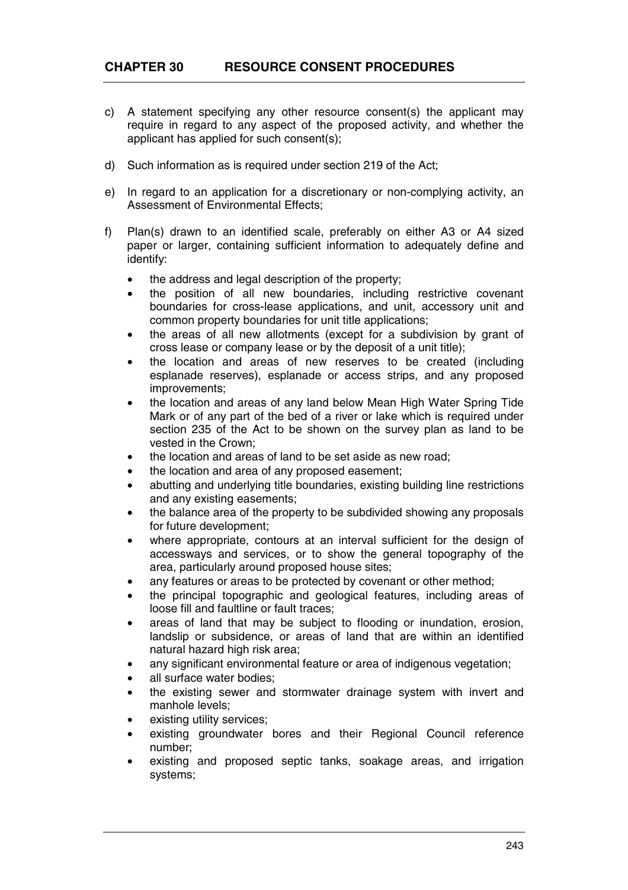c) A statement specifying any other resource consent(s) the applicant may require in regard to any aspect of the proposed activity, and whether the applicant has applied for such consent(s);

d) Such information as is required under section 219 of the Act;

e) In regard to an application for a discretionary or non-complying activity, an Assessment of Environmental Effects;

f) Plan(s) drawn to an identified scale, preferably on either A3 or A4 sized paper or larger, containing sufficient information to adequately define and identify:

- the address and legal description of the property;
- the position of all new boundaries, including restrictive covenant boundaries for cross-lease applications, and unit, accessory unit and common property boundaries for unit title applications;
- the areas of all new allotments (except for a subdivision by grant of cross lease or company lease or by the deposit of a unit title);
- the location and areas of new reserves to be created (including esplanade reserves), esplanade or access strips, and any proposed improvements;
- the location and areas of any land below Mean High Water Spring Tide Mark or of any part of the bed of a river or lake which is required under section 235 of the Act to be shown on the survey plan as land to be vested in the Crown;
- the location and areas of land to be set aside as new road;
- the location and area of any proposed easement;
- abutting and underlying title boundaries, existing building line restrictions and any existing easements;
- the balance area of the property to be subdivided showing any proposals for future development;
- where appropriate, contours at an interval sufficient for the design of accessways and services, or to show the general topography of the area, particularly around proposed house sites;
- any features or areas to be protected by covenant or other method;
- the principal topographic and geological features, including areas of loose fill and faultline or fault traces;
- areas of land that may be subject to flooding or inundation, erosion, landslip or subsidence, or areas of land that are within an identified natural hazard high risk area;
- any significant environmental feature or area of indigenous vegetation;
- all surface water bodies;
- the existing sewer and stormwater drainage system with invert and manhole levels;
- existing utility services;
- existing groundwater bores and their Regional Council reference number;
- existing and proposed septic tanks, soakage areas, and irrigation systems;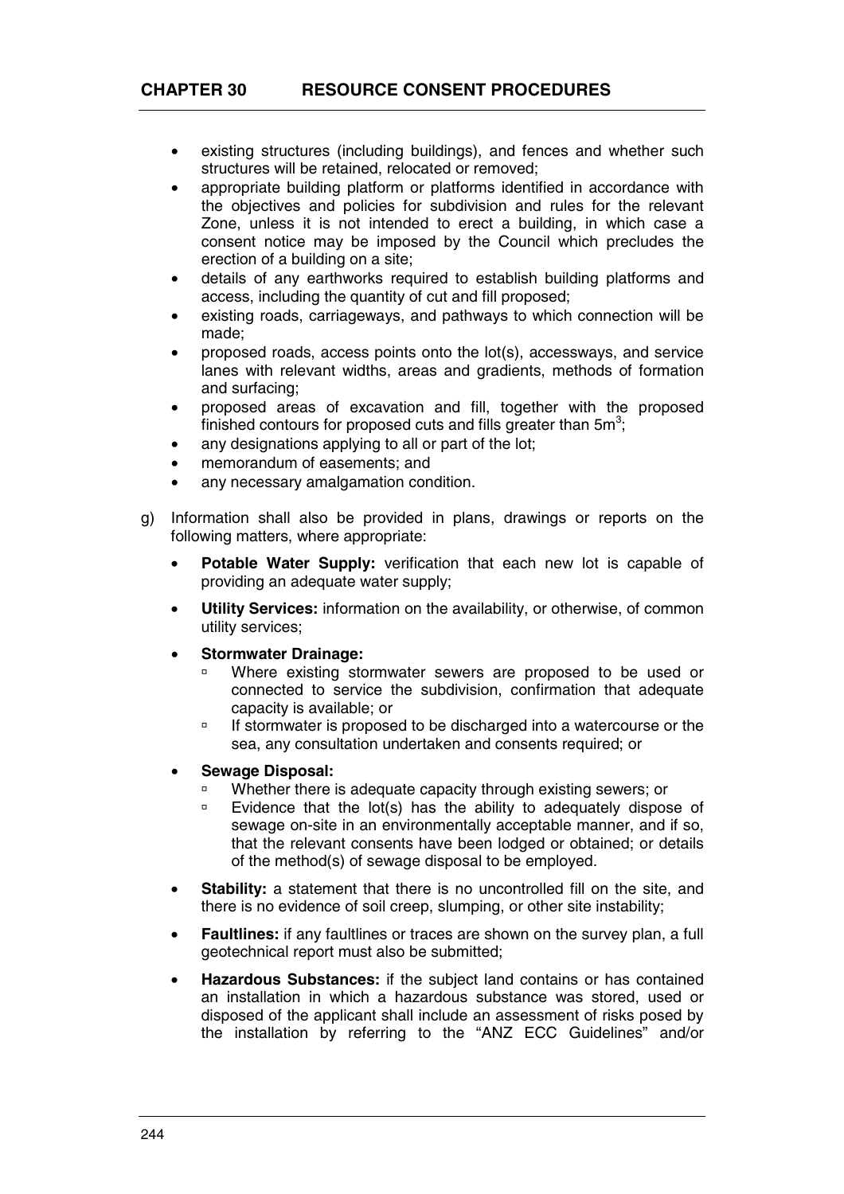- existing structures (including buildings), and fences and whether such structures will be retained, relocated or removed;
- appropriate building platform or platforms identified in accordance with the objectives and policies for subdivision and rules for the relevant Zone, unless it is not intended to erect a building, in which case a consent notice may be imposed by the Council which precludes the erection of a building on a site;
- details of any earthworks required to establish building platforms and access, including the quantity of cut and fill proposed;
- existing roads, carriageways, and pathways to which connection will be made;
- proposed roads, access points onto the lot(s), accessways, and service lanes with relevant widths, areas and gradients, methods of formation and surfacing;
- proposed areas of excavation and fill, together with the proposed finished contours for proposed cuts and fills greater than $5m^3$;
- any designations applying to all or part of the lot;
- memorandum of easements; and
- any necessary amalgamation condition.

g) Information shall also be provided in plans, drawings or reports on the following matters, where appropriate:

- **Potable Water Supply:** verification that each new lot is capable of providing an adequate water supply;
- **Utility Services:** information on the availability, or otherwise, of common utility services;
- **Stormwater Drainage:**
  - Where existing stormwater sewers are proposed to be used or connected to service the subdivision, confirmation that adequate capacity is available; or
  - If stormwater is proposed to be discharged into a watercourse or the sea, any consultation undertaken and consents required; or
- **Sewage Disposal:**
  - Whether there is adequate capacity through existing sewers; or
  - Evidence that the lot(s) has the ability to adequately dispose of sewage on-site in an environmentally acceptable manner, and if so, that the relevant consents have been lodged or obtained; or details of the method(s) of sewage disposal to be employed.
- **Stability:** a statement that there is no uncontrolled fill on the site, and there is no evidence of soil creep, slumping, or other site instability;
- **Faultlines:** if any faultlines or traces are shown on the survey plan, a full geotechnical report must also be submitted;
- **Hazardous Substances:** if the subject land contains or has contained an installation in which a hazardous substance was stored, used or disposed of the applicant shall include an assessment of risks posed by the installation by referring to the "ANZ ECC Guidelines" and/or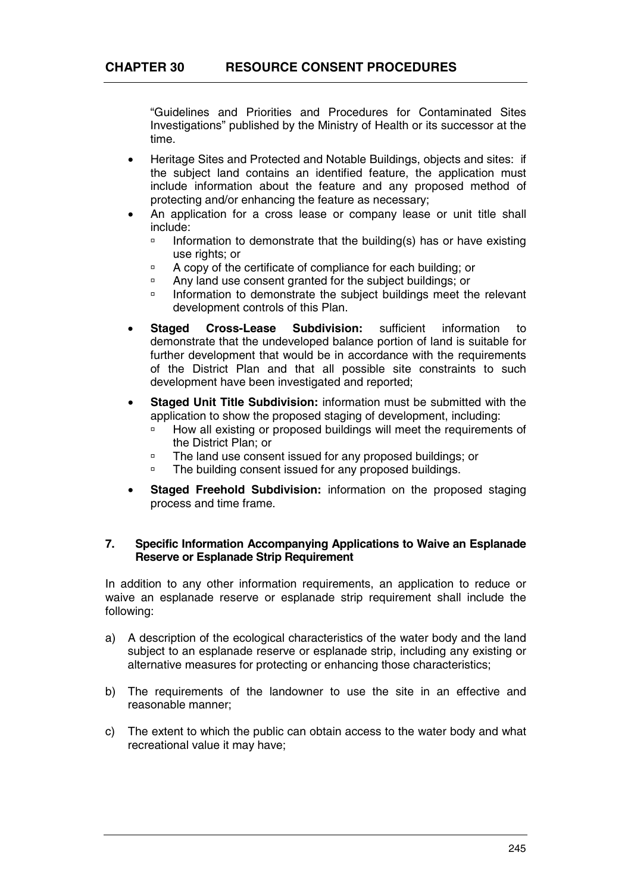"Guidelines and Priorities and Procedures for Contaminated Sites Investigations" published by the Ministry of Health or its successor at the time.

- Heritage Sites and Protected and Notable Buildings, objects and sites: if the subject land contains an identified feature, the application must include information about the feature and any proposed method of protecting and/or enhancing the feature as necessary;
- An application for a cross lease or company lease or unit title shall include:
  - Information to demonstrate that the building(s) has or have existing use rights; or
  - A copy of the certificate of compliance for each building; or
  - Any land use consent granted for the subject buildings; or
  - Information to demonstrate the subject buildings meet the relevant development controls of this Plan.
- **Staged Cross-Lease Subdivision:** sufficient information to demonstrate that the undeveloped balance portion of land is suitable for further development that would be in accordance with the requirements of the District Plan and that all possible site constraints to such development have been investigated and reported;
- **Staged Unit Title Subdivision:** information must be submitted with the application to show the proposed staging of development, including:
  - How all existing or proposed buildings will meet the requirements of the District Plan; or
  - The land use consent issued for any proposed buildings; or
  - The building consent issued for any proposed buildings.
- **Staged Freehold Subdivision:** information on the proposed staging process and time frame.

#### 7. Specific Information Accompanying Applications to Waive an Esplanade Reserve or Esplanade Strip Requirement

In addition to any other information requirements, an application to reduce or waive an esplanade reserve or esplanade strip requirement shall include the following:

a) A description of the ecological characteristics of the water body and the land subject to an esplanade reserve or esplanade strip, including any existing or alternative measures for protecting or enhancing those characteristics;

b) The requirements of the landowner to use the site in an effective and reasonable manner;

c) The extent to which the public can obtain access to the water body and what recreational value it may have;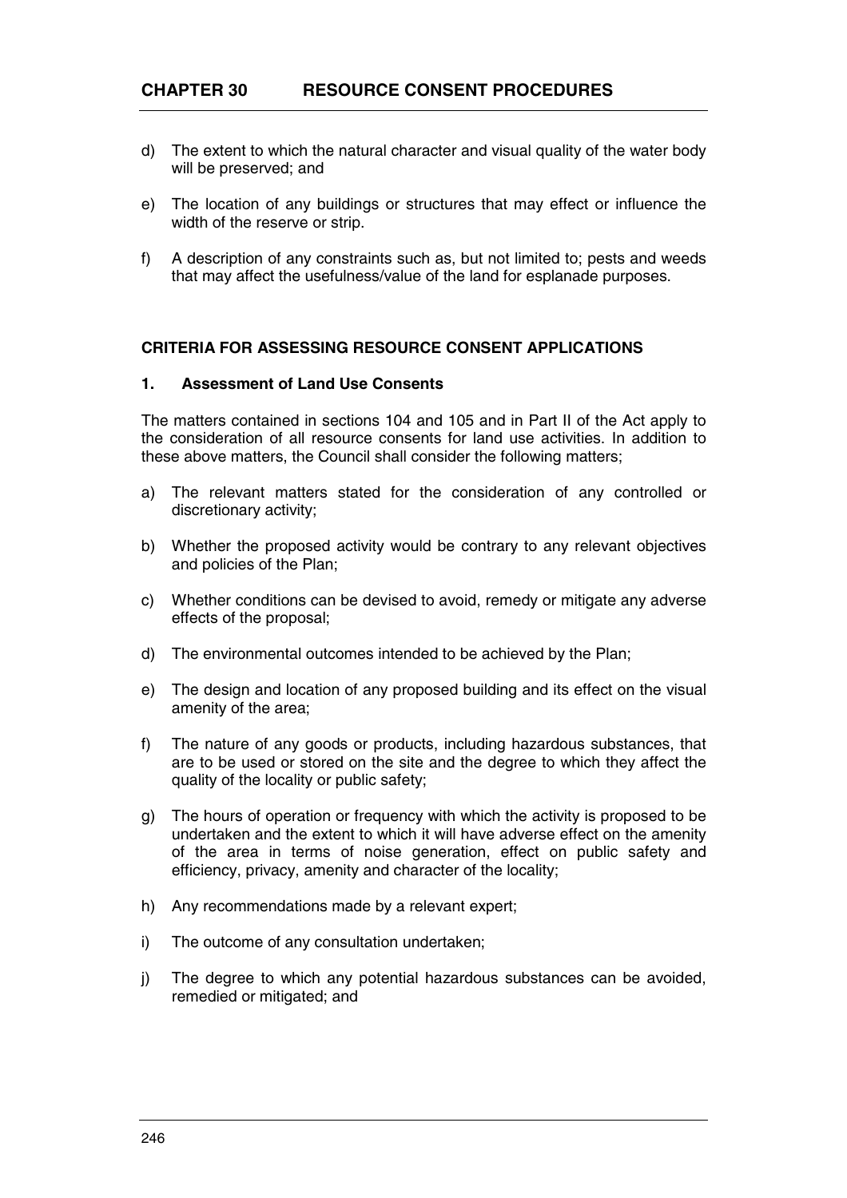d) The extent to which the natural character and visual quality of the water body will be preserved; and

e) The location of any buildings or structures that may effect or influence the width of the reserve or strip.

f) A description of any constraints such as, but not limited to; pests and weeds that may affect the usefulness/value of the land for esplanade purposes.

## CRITERIA FOR ASSESSING RESOURCE CONSENT APPLICATIONS

### 1. Assessment of Land Use Consents

The matters contained in sections 104 and 105 and in Part II of the Act apply to the consideration of all resource consents for land use activities. In addition to these above matters, the Council shall consider the following matters;

a) The relevant matters stated for the consideration of any controlled or discretionary activity;

b) Whether the proposed activity would be contrary to any relevant objectives and policies of the Plan;

c) Whether conditions can be devised to avoid, remedy or mitigate any adverse effects of the proposal;

d) The environmental outcomes intended to be achieved by the Plan;

e) The design and location of any proposed building and its effect on the visual amenity of the area;

f) The nature of any goods or products, including hazardous substances, that are to be used or stored on the site and the degree to which they affect the quality of the locality or public safety;

g) The hours of operation or frequency with which the activity is proposed to be undertaken and the extent to which it will have adverse effect on the amenity of the area in terms of noise generation, effect on public safety and efficiency, privacy, amenity and character of the locality;

h) Any recommendations made by a relevant expert;

i) The outcome of any consultation undertaken;

j) The degree to which any potential hazardous substances can be avoided, remedied or mitigated; and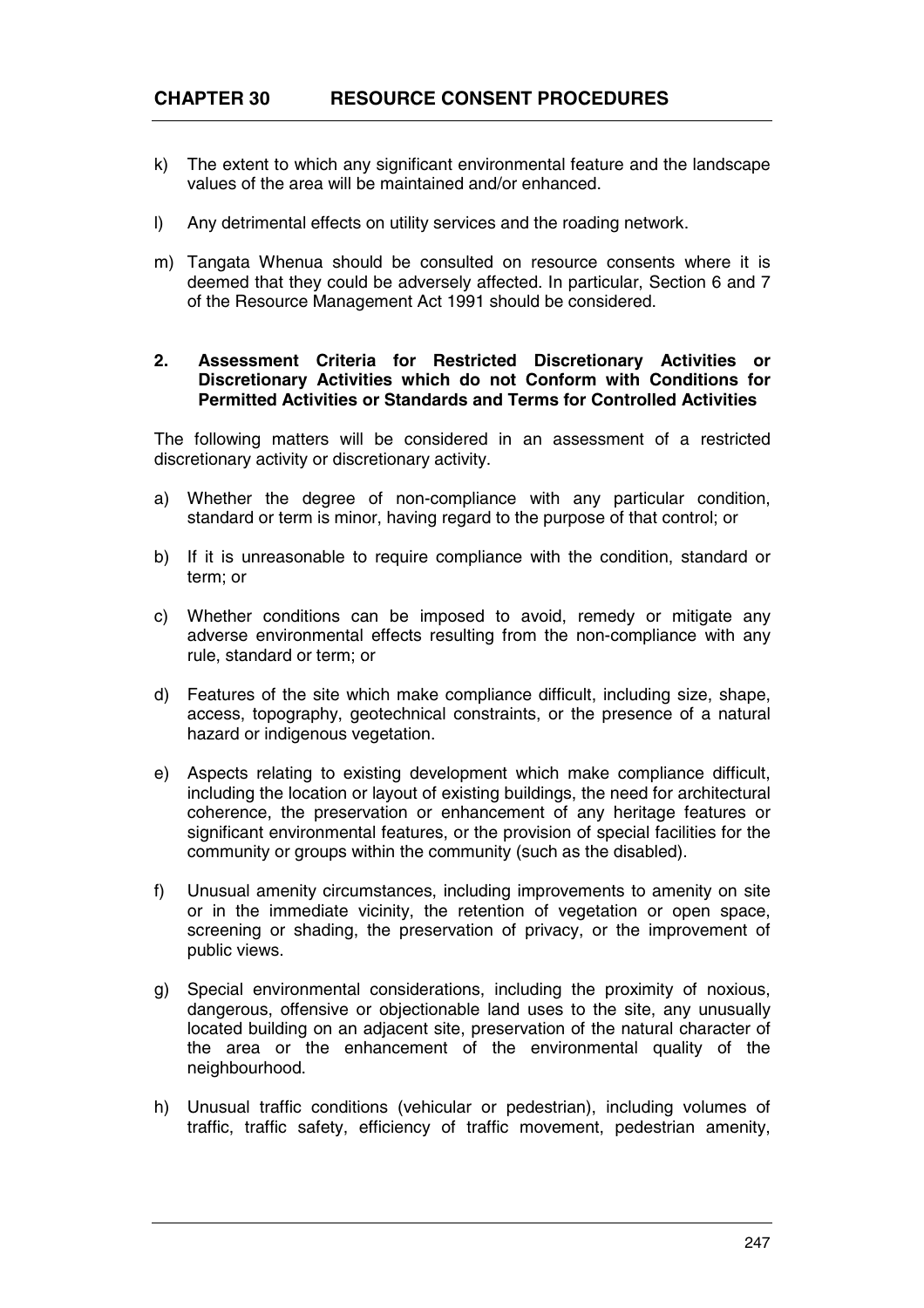k) The extent to which any significant environmental feature and the landscape values of the area will be maintained and/or enhanced.

l) Any detrimental effects on utility services and the roading network.

m) Tangata Whenua should be consulted on resource consents where it is deemed that they could be adversely affected. In particular, Section 6 and 7 of the Resource Management Act 1991 should be considered.

## 2. Assessment Criteria for Restricted Discretionary Activities or Discretionary Activities which do not Conform with Conditions for Permitted Activities or Standards and Terms for Controlled Activities

The following matters will be considered in an assessment of a restricted discretionary activity or discretionary activity.

a) Whether the degree of non-compliance with any particular condition, standard or term is minor, having regard to the purpose of that control; or

b) If it is unreasonable to require compliance with the condition, standard or term; or

c) Whether conditions can be imposed to avoid, remedy or mitigate any adverse environmental effects resulting from the non-compliance with any rule, standard or term; or

d) Features of the site which make compliance difficult, including size, shape, access, topography, geotechnical constraints, or the presence of a natural hazard or indigenous vegetation.

e) Aspects relating to existing development which make compliance difficult, including the location or layout of existing buildings, the need for architectural coherence, the preservation or enhancement of any heritage features or significant environmental features, or the provision of special facilities for the community or groups within the community (such as the disabled).

f) Unusual amenity circumstances, including improvements to amenity on site or in the immediate vicinity, the retention of vegetation or open space, screening or shading, the preservation of privacy, or the improvement of public views.

g) Special environmental considerations, including the proximity of noxious, dangerous, offensive or objectionable land uses to the site, any unusually located building on an adjacent site, preservation of the natural character of the area or the enhancement of the environmental quality of the neighbourhood.

h) Unusual traffic conditions (vehicular or pedestrian), including volumes of traffic, traffic safety, efficiency of traffic movement, pedestrian amenity,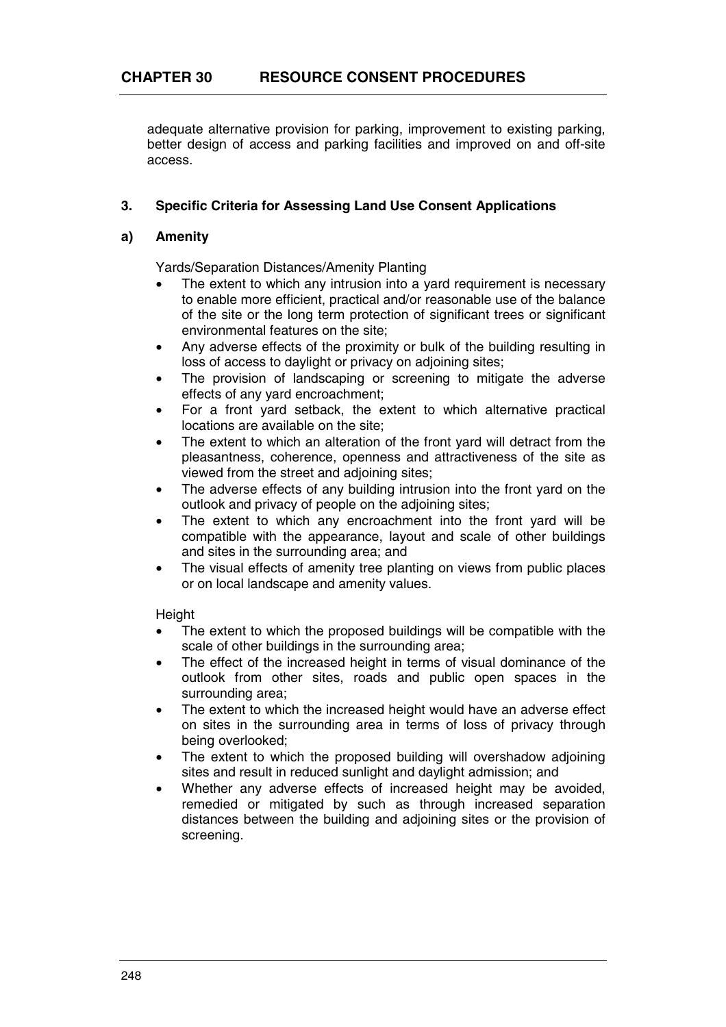adequate alternative provision for parking, improvement to existing parking, better design of access and parking facilities and improved on and off-site access.

### 3. Specific Criteria for Assessing Land Use Consent Applications

#### a) Amenity

Yards/Separation Distances/Amenity Planting

- The extent to which any intrusion into a yard requirement is necessary to enable more efficient, practical and/or reasonable use of the balance of the site or the long term protection of significant trees or significant environmental features on the site;
- Any adverse effects of the proximity or bulk of the building resulting in loss of access to daylight or privacy on adjoining sites;
- The provision of landscaping or screening to mitigate the adverse effects of any yard encroachment;
- For a front yard setback, the extent to which alternative practical locations are available on the site;
- The extent to which an alteration of the front yard will detract from the pleasantness, coherence, openness and attractiveness of the site as viewed from the street and adjoining sites;
- The adverse effects of any building intrusion into the front yard on the outlook and privacy of people on the adjoining sites;
- The extent to which any encroachment into the front yard will be compatible with the appearance, layout and scale of other buildings and sites in the surrounding area; and
- The visual effects of amenity tree planting on views from public places or on local landscape and amenity values.

Height

- The extent to which the proposed buildings will be compatible with the scale of other buildings in the surrounding area;
- The effect of the increased height in terms of visual dominance of the outlook from other sites, roads and public open spaces in the surrounding area;
- The extent to which the increased height would have an adverse effect on sites in the surrounding area in terms of loss of privacy through being overlooked;
- The extent to which the proposed building will overshadow adjoining sites and result in reduced sunlight and daylight admission; and
- Whether any adverse effects of increased height may be avoided, remedied or mitigated by such as through increased separation distances between the building and adjoining sites or the provision of screening.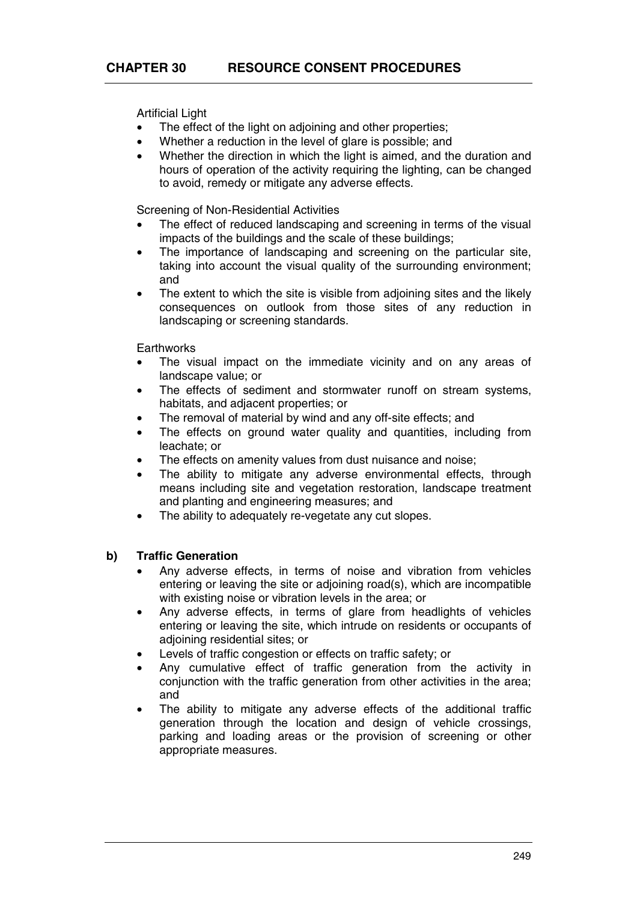Artificial Light

- The effect of the light on adjoining and other properties;
- Whether a reduction in the level of glare is possible; and
- Whether the direction in which the light is aimed, and the duration and hours of operation of the activity requiring the lighting, can be changed to avoid, remedy or mitigate any adverse effects.

Screening of Non-Residential Activities

- The effect of reduced landscaping and screening in terms of the visual impacts of the buildings and the scale of these buildings;
- The importance of landscaping and screening on the particular site, taking into account the visual quality of the surrounding environment; and
- The extent to which the site is visible from adjoining sites and the likely consequences on outlook from those sites of any reduction in landscaping or screening standards.

Earthworks

- The visual impact on the immediate vicinity and on any areas of landscape value; or
- The effects of sediment and stormwater runoff on stream systems, habitats, and adjacent properties; or
- The removal of material by wind and any off-site effects; and
- The effects on ground water quality and quantities, including from leachate; or
- The effects on amenity values from dust nuisance and noise;
- The ability to mitigate any adverse environmental effects, through means including site and vegetation restoration, landscape treatment and planting and engineering measures; and
- The ability to adequately re-vegetate any cut slopes.

**b) Traffic Generation**

- Any adverse effects, in terms of noise and vibration from vehicles entering or leaving the site or adjoining road(s), which are incompatible with existing noise or vibration levels in the area; or
- Any adverse effects, in terms of glare from headlights of vehicles entering or leaving the site, which intrude on residents or occupants of adjoining residential sites; or
- Levels of traffic congestion or effects on traffic safety; or
- Any cumulative effect of traffic generation from the activity in conjunction with the traffic generation from other activities in the area; and
- The ability to mitigate any adverse effects of the additional traffic generation through the location and design of vehicle crossings, parking and loading areas or the provision of screening or other appropriate measures.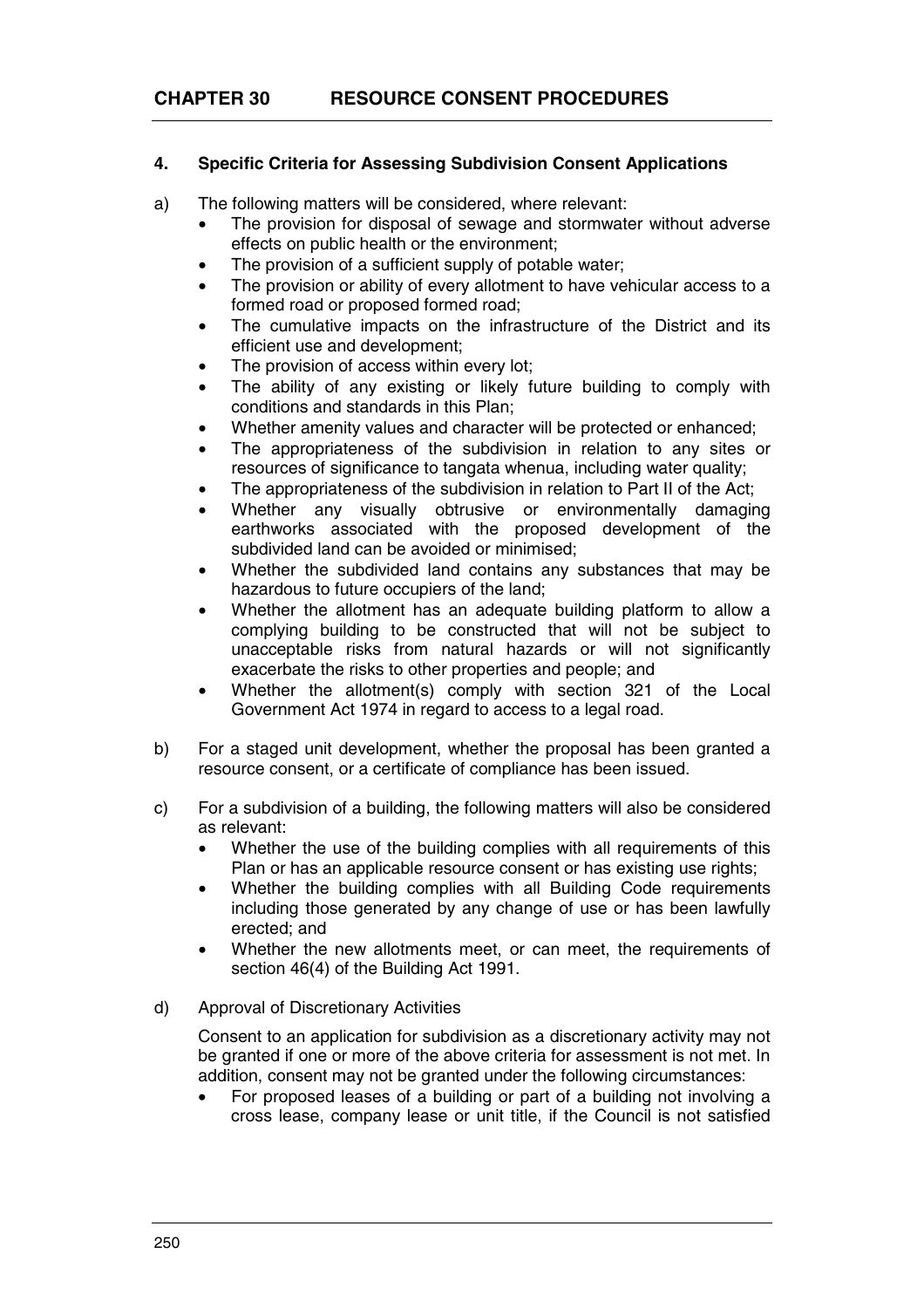## 4. Specific Criteria for Assessing Subdivision Consent Applications

a) The following matters will be considered, where relevant:
   - The provision for disposal of sewage and stormwater without adverse effects on public health or the environment;
   - The provision of a sufficient supply of potable water;
   - The provision or ability of every allotment to have vehicular access to a formed road or proposed formed road;
   - The cumulative impacts on the infrastructure of the District and its efficient use and development;
   - The provision of access within every lot;
   - The ability of any existing or likely future building to comply with conditions and standards in this Plan;
   - Whether amenity values and character will be protected or enhanced;
   - The appropriateness of the subdivision in relation to any sites or resources of significance to tangata whenua, including water quality;
   - The appropriateness of the subdivision in relation to Part II of the Act;
   - Whether any visually obtrusive or environmentally damaging earthworks associated with the proposed development of the subdivided land can be avoided or minimised;
   - Whether the subdivided land contains any substances that may be hazardous to future occupiers of the land;
   - Whether the allotment has an adequate building platform to allow a complying building to be constructed that will not be subject to unacceptable risks from natural hazards or will not significantly exacerbate the risks to other properties and people; and
   - Whether the allotment(s) comply with section 321 of the Local Government Act 1974 in regard to access to a legal road.

b) For a staged unit development, whether the proposal has been granted a resource consent, or a certificate of compliance has been issued.

c) For a subdivision of a building, the following matters will also be considered as relevant:
   - Whether the use of the building complies with all requirements of this Plan or has an applicable resource consent or has existing use rights;
   - Whether the building complies with all Building Code requirements including those generated by any change of use or has been lawfully erected; and
   - Whether the new allotments meet, or can meet, the requirements of section 46(4) of the Building Act 1991.

d) Approval of Discretionary Activities

   Consent to an application for subdivision as a discretionary activity may not be granted if one or more of the above criteria for assessment is not met. In addition, consent may not be granted under the following circumstances:
   - For proposed leases of a building or part of a building not involving a cross lease, company lease or unit title, if the Council is not satisfied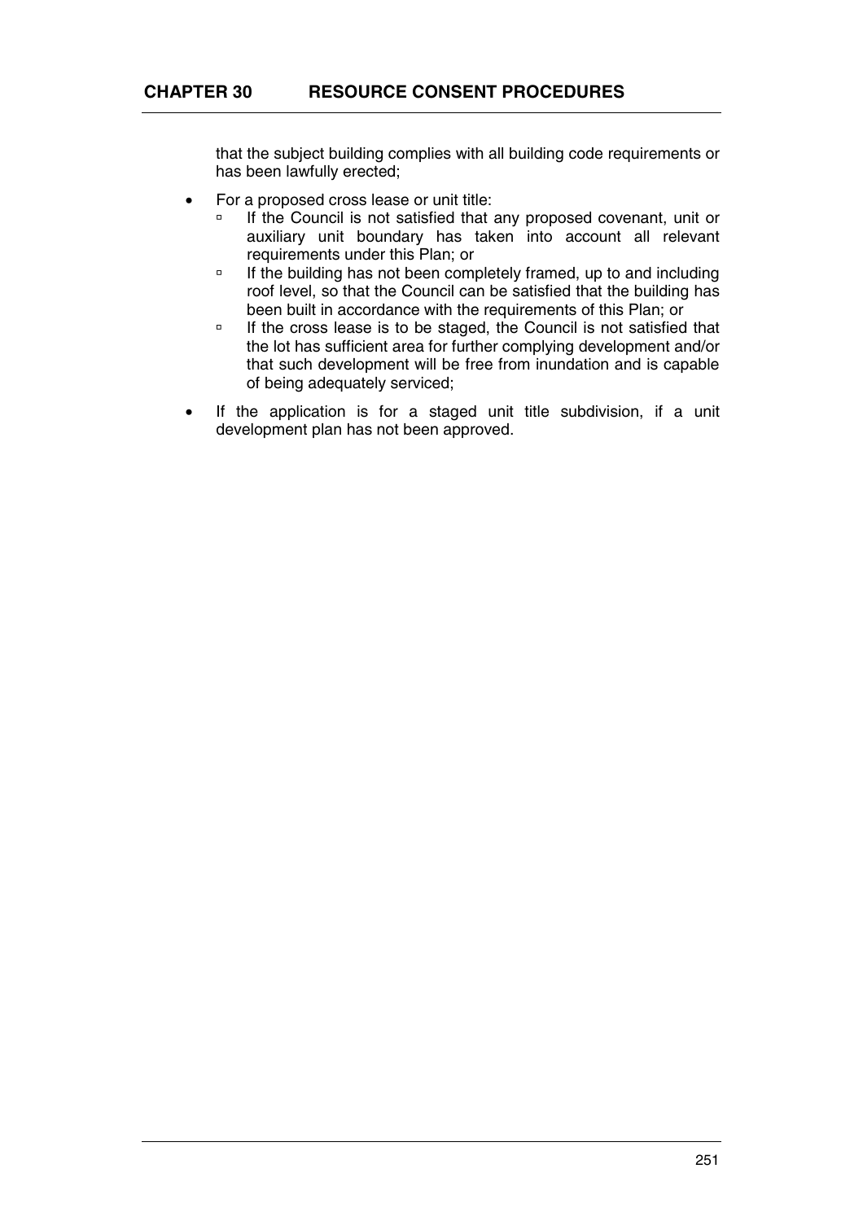that the subject building complies with all building code requirements or has been lawfully erected;

- For a proposed cross lease or unit title:
    - If the Council is not satisfied that any proposed covenant, unit or auxiliary unit boundary has taken into account all relevant requirements under this Plan; or
    - If the building has not been completely framed, up to and including roof level, so that the Council can be satisfied that the building has been built in accordance with the requirements of this Plan; or
    - If the cross lease is to be staged, the Council is not satisfied that the lot has sufficient area for further complying development and/or that such development will be free from inundation and is capable of being adequately serviced;
- If the application is for a staged unit title subdivision, if a unit development plan has not been approved.